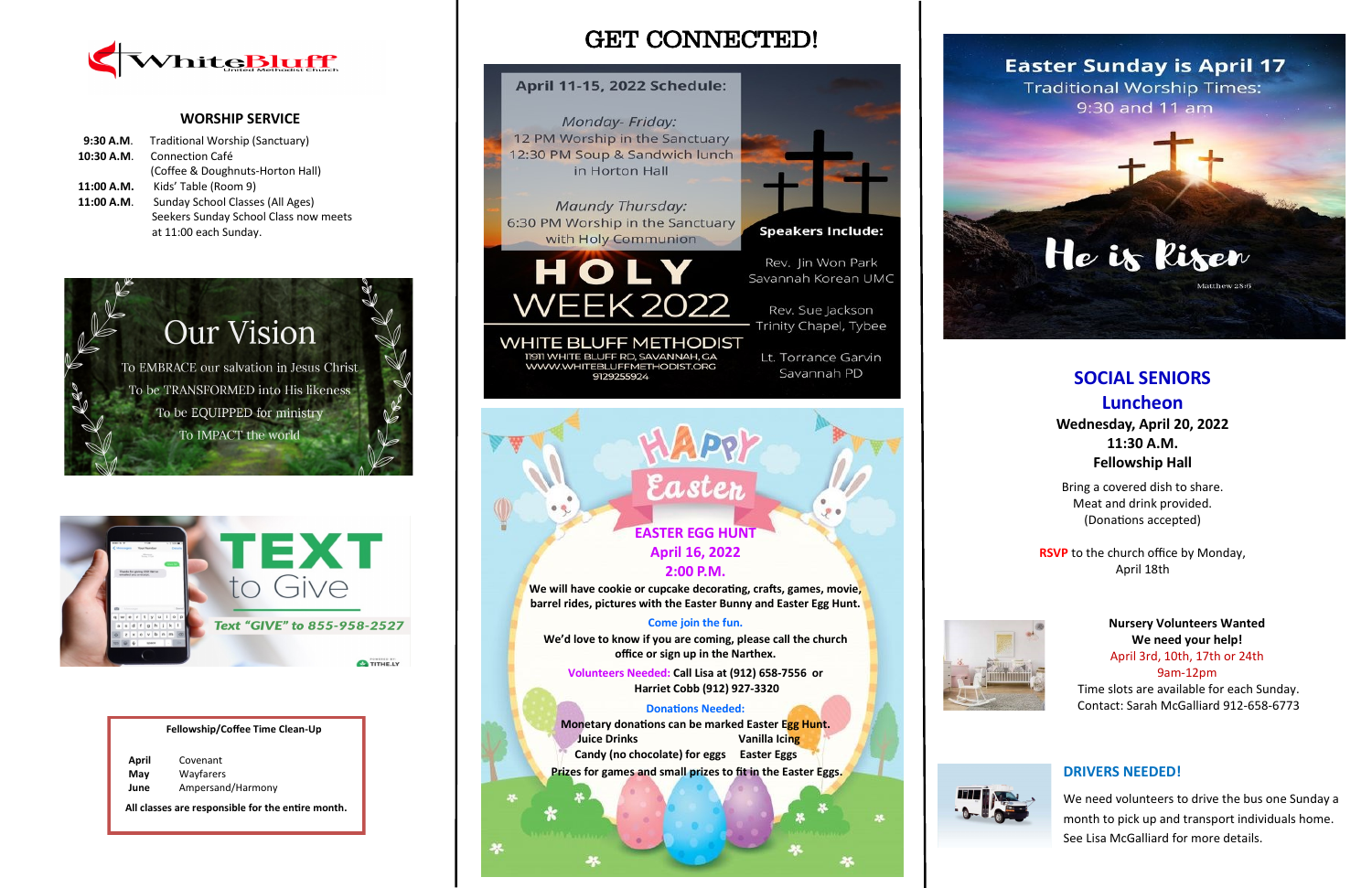# White Bluff United Methodist Church

## WORSHIP SERVICE

**9:30 A.M.** Traditional Worship (Sanctuary)
**10:30 A.M.** Connection Café (Coffee & Doughnuts-Horton Hall)
**11:00 A.M.** Kids' Table (Room 9)
**11:00 A.M.** Sunday School Classes (All Ages)
Seekers Sunday School Class now meets at 11:00 each Sunday.

## Our Vision

To EMBRACE our salvation in Jesus Christ
To be TRANSFORMED into His likeness
To be EQUIPPED for ministry
To IMPACT the world

## TEXT to Give

Text "GIVE" to 855-958-2527

### Fellowship/Coffee Time Clean-Up

| | |
|---|---|
| April | Covenant |
| May | Wayfarers |
| June | Ampersand/Harmony |

**All classes are responsible for the entire month.**

# GET CONNECTED!

## HOLY WEEK 2022

**April 11-15, 2022 Schedule:**

*Monday- Friday:*
12 PM Worship in the Sanctuary
12:30 PM Soup & Sandwich lunch in Horton Hall

*Maundy Thursday:*
6:30 PM Worship in the Sanctuary with Holy Communion

**Speakers Include:**

Rev. Jin Won Park, Savannah Korean UMC
Rev. Sue Jackson, Trinity Chapel, Tybee
Lt. Torrance Garvin, Savannah PD

WHITE BLUFF METHODIST
11911 WHITE BLUFF RD, SAVANNAH, GA
WWW.WHITEBLUFFMETHODIST.ORG
9129255924

## Happy Easter

**EASTER EGG HUNT**
**April 16, 2022**
**2:00 P.M.**

**We will have cookie or cupcake decorating, crafts, games, movie, barrel rides, pictures with the Easter Bunny and Easter Egg Hunt.**

Come join the fun.

**We'd love to know if you are coming, please call the church office or sign up in the Narthex.**

Volunteers Needed: **Call Lisa at (912) 658-7556 or Harriet Cobb (912) 927-3320**

Donations Needed:

**Monetary donations can be marked Easter Egg Hunt.**
**Juice Drinks** **Vanilla Icing**
**Candy (no chocolate) for eggs** **Easter Eggs**
**Prizes for games and small prizes to fit in the Easter Eggs.**

## Easter Sunday is April 17

Traditional Worship Times:
9:30 and 11 am

**He is Risen**
Matthew 28:6

## SOCIAL SENIORS Luncheon

**Wednesday, April 20, 2022**
**11:30 A.M.**
**Fellowship Hall**

Bring a covered dish to share.
Meat and drink provided.
(Donations accepted)

**RSVP** to the church office by Monday, April 18th

**Nursery Volunteers Wanted**
**We need your help!**
April 3rd, 10th, 17th or 24th
9am-12pm
Time slots are available for each Sunday.
Contact: Sarah McGalliard 912-658-6773

### DRIVERS NEEDED!

We need volunteers to drive the bus one Sunday a month to pick up and transport individuals home. See Lisa McGalliard for more details.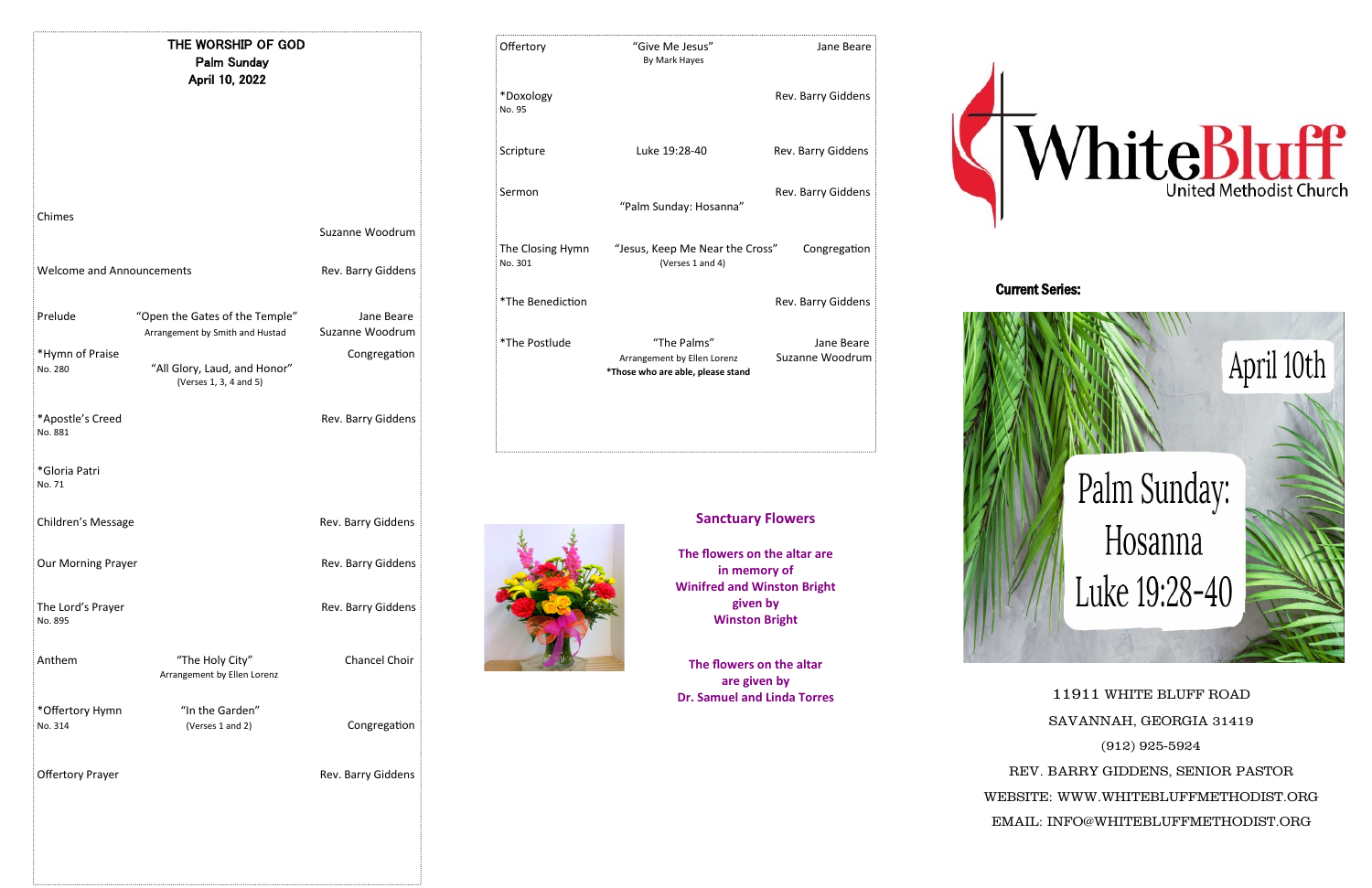# THE WORSHIP OF GOD
## Palm Sunday
## April 10, 2022

| | | |
|---|---|---|
| Chimes | | Suzanne Woodrum |
| Welcome and Announcements | | Rev. Barry Giddens |
| Prelude | "Open the Gates of the Temple" Arrangement by Smith and Hustad | Jane Beare Suzanne Woodrum |
| *Hymn of Praise No. 280 | "All Glory, Laud, and Honor" (Verses 1, 3, 4 and 5) | Congregation |
| *Apostle's Creed No. 881 | | Rev. Barry Giddens |
| *Gloria Patri No. 71 | | |
| Children's Message | | Rev. Barry Giddens |
| Our Morning Prayer | | Rev. Barry Giddens |
| The Lord's Prayer No. 895 | | Rev. Barry Giddens |
| Anthem | "The Holy City" Arrangement by Ellen Lorenz | Chancel Choir |
| *Offertory Hymn No. 314 | "In the Garden" (Verses 1 and 2) | Congregation |
| Offertory Prayer | | Rev. Barry Giddens |
| Offertory | "Give Me Jesus" By Mark Hayes | Jane Beare |
| *Doxology No. 95 | | Rev. Barry Giddens |
| Scripture | Luke 19:28-40 | Rev. Barry Giddens |
| Sermon | "Palm Sunday: Hosanna" | Rev. Barry Giddens |
| The Closing Hymn No. 301 | "Jesus, Keep Me Near the Cross" (Verses 1 and 4) | Congregation |
| *The Benediction | | Rev. Barry Giddens |
| *The Postlude | "The Palms" Arrangement by Ellen Lorenz | Jane Beare Suzanne Woodrum |

**\*Those who are able, please stand**

## Sanctuary Flowers

**The flowers on the altar are in memory of Winifred and Winston Bright given by Winston Bright**

**The flowers on the altar are given by Dr. Samuel and Linda Torres**

WhiteBluff United Methodist Church

**Current Series:**

April 10th

Palm Sunday: Hosanna

Luke 19:28-40

11911 WHITE BLUFF ROAD

SAVANNAH, GEORGIA 31419

(912) 925-5924

REV. BARRY GIDDENS, SENIOR PASTOR

WEBSITE: WWW.WHITEBLUFFMETHODIST.ORG

EMAIL: INFO@WHITEBLUFFMETHODIST.ORG